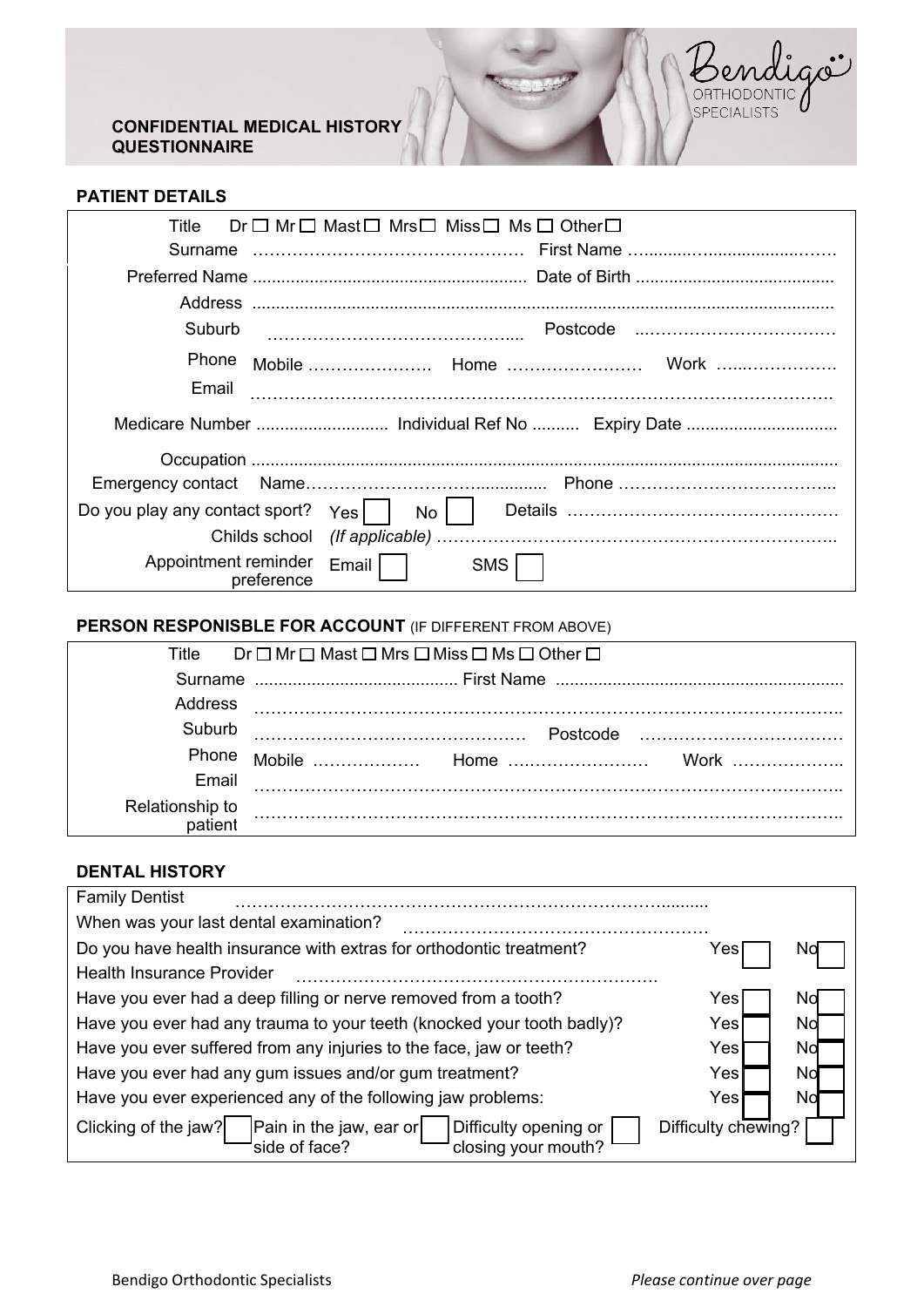# CONFIDENTIAL MEDICAL HISTORY QUESTIONNAIRE

Bendigo ORTHODONTIC SPECIALISTS

## PATIENT DETAILS

Title Dr ☐ Mr ☐ Mast ☐ Mrs ☐ Miss ☐ Ms ☐ Other ☐

Surname ………………………………………… First Name …………………………………

Preferred Name ………………………………………… Date of Birth …………………………………

Address …………………………………………………………………………………………

Suburb ………………………………………… Postcode ……………………………

Phone Mobile …………………… Home …………………… Work ……………………

Email …………………………………………………………………………………………

Medicare Number ……………………… Individual Ref No ………. Expiry Date ……………………

Occupation …………………………………………………………………………………………

Emergency contact Name……………………………………… Phone ……………………………

Do you play any contact sport? Yes ☐ No ☐ Details ……………………………………

Childs school *(If applicable)* ……………………………………………………………………

Appointment reminder preference Email ☐ SMS ☐

## PERSON RESPONISBLE FOR ACCOUNT (IF DIFFERENT FROM ABOVE)

Title Dr ☐ Mr ☐ Mast ☐ Mrs ☐ Miss ☐ Ms ☐ Other ☐

Surname ……………………………… First Name ……………………………………………

Address …………………………………………………………………………………………

Suburb ………………………………………… Postcode ……………………………

Phone Mobile ……………… Home …………………… Work ………………

Email …………………………………………………………………………………………

Relationship to patient …………………………………………………………………………

## DENTAL HISTORY

Family Dentist ……………………………………………………………………………

When was your last dental examination? ………………………………………………

Do you have health insurance with extras for orthodontic treatment? Yes ☐ No ☐

Health Insurance Provider ………………………………………………………

Have you ever had a deep filling or nerve removed from a tooth? Yes ☐ No ☐

Have you ever had any trauma to your teeth (knocked your tooth badly)? Yes ☐ No ☐

Have you ever suffered from any injuries to the face, jaw or teeth? Yes ☐ No ☐

Have you ever had any gum issues and/or gum treatment? Yes ☐ No ☐

Have you ever experienced any of the following jaw problems: Yes ☐ No ☐

Clicking of the jaw? ☐ Pain in the jaw, ear or side of face? ☐ Difficulty opening or closing your mouth? ☐ Difficulty chewing? ☐

Bendigo Orthodontic Specialists *Please continue over page*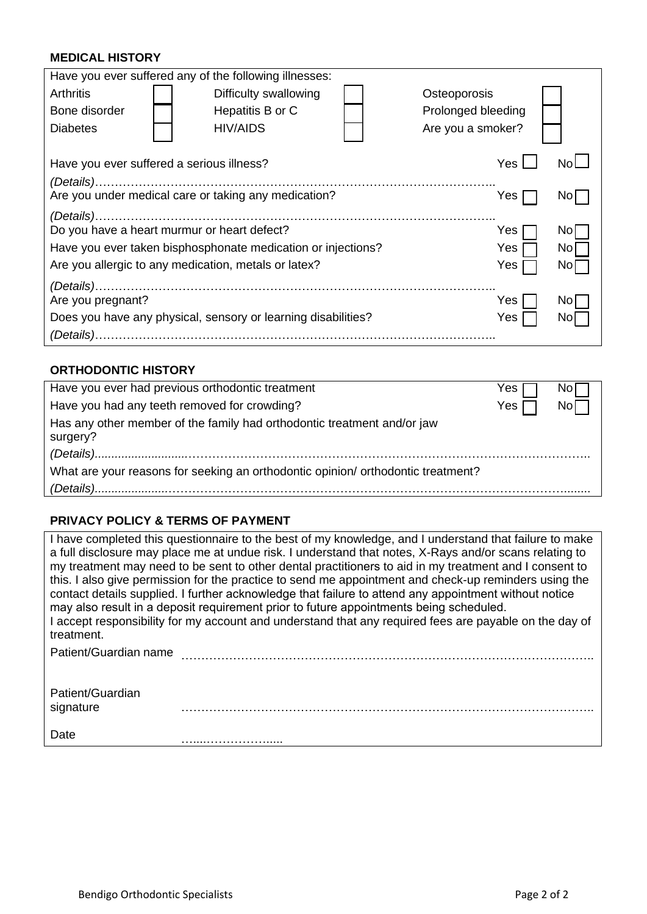**MEDICAL HISTORY**

Have you ever suffered any of the following illnesses:

| | | | | | |
|---|---|---|---|---|---|
| Arthritis | ☐ | Difficulty swallowing | ☐ | Osteoporosis | ☐ |
| Bone disorder | ☐ | Hepatitis B or C | ☐ | Prolonged bleeding | ☐ |
| Diabetes | ☐ | HIV/AIDS | ☐ | Are you a smoker? | ☐ |

Have you ever suffered a serious illness? Yes ☐ No ☐

*(Details)*……………………………………………………………………………………..

Are you under medical care or taking any medication? Yes ☐ No ☐

*(Details)*……………………………………………………………………………………..

Do you have a heart murmur or heart defect? Yes ☐ No ☐

Have you ever taken bisphosphonate medication or injections? Yes ☐ No ☐

Are you allergic to any medication, metals or latex? Yes ☐ No ☐

*(Details)*……………………………………………………………………………………..

Are you pregnant? Yes ☐ No ☐

Does you have any physical, sensory or learning disabilities? Yes ☐ No ☐

*(Details)*……………………………………………………………………………………..

**ORTHODONTIC HISTORY**

Have you ever had previous orthodontic treatment Yes ☐ No ☐

Have you had any teeth removed for crowding? Yes ☐ No ☐

Has any other member of the family had orthodontic treatment and/or jaw surgery?

*(Details)*..........................…………………………………………………………………………………..

What are your reasons for seeking an orthodontic opinion/ orthodontic treatment?

*(Details)*......................……………………………………………………………………………………........

**PRIVACY POLICY & TERMS OF PAYMENT**

I have completed this questionnaire to the best of my knowledge, and I understand that failure to make a full disclosure may place me at undue risk. I understand that notes, X-Rays and/or scans relating to my treatment may need to be sent to other dental practitioners to aid in my treatment and I consent to this. I also give permission for the practice to send me appointment and check-up reminders using the contact details supplied. I further acknowledge that failure to attend any appointment without notice may also result in a deposit requirement prior to future appointments being scheduled.
I accept responsibility for my account and understand that any required fees are payable on the day of treatment.

Patient/Guardian name ………………………………………………………………………………………..

Patient/Guardian signature ………………………………………………………………………………………..

Date …...……………......